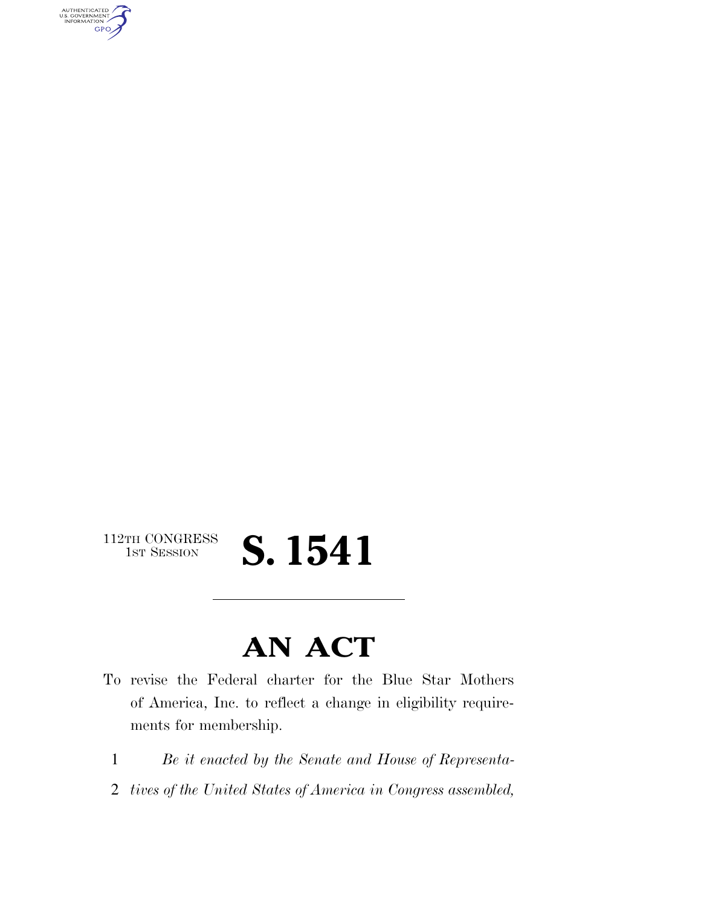112TH CONGRESS
1ST SESSION

# S. 1541

---

# AN ACT

To revise the Federal charter for the Blue Star Mothers of America, Inc. to reflect a change in eligibility requirements for membership.

1 *Be it enacted by the Senate and House of Representa-*
2 *tives of the United States of America in Congress assembled,*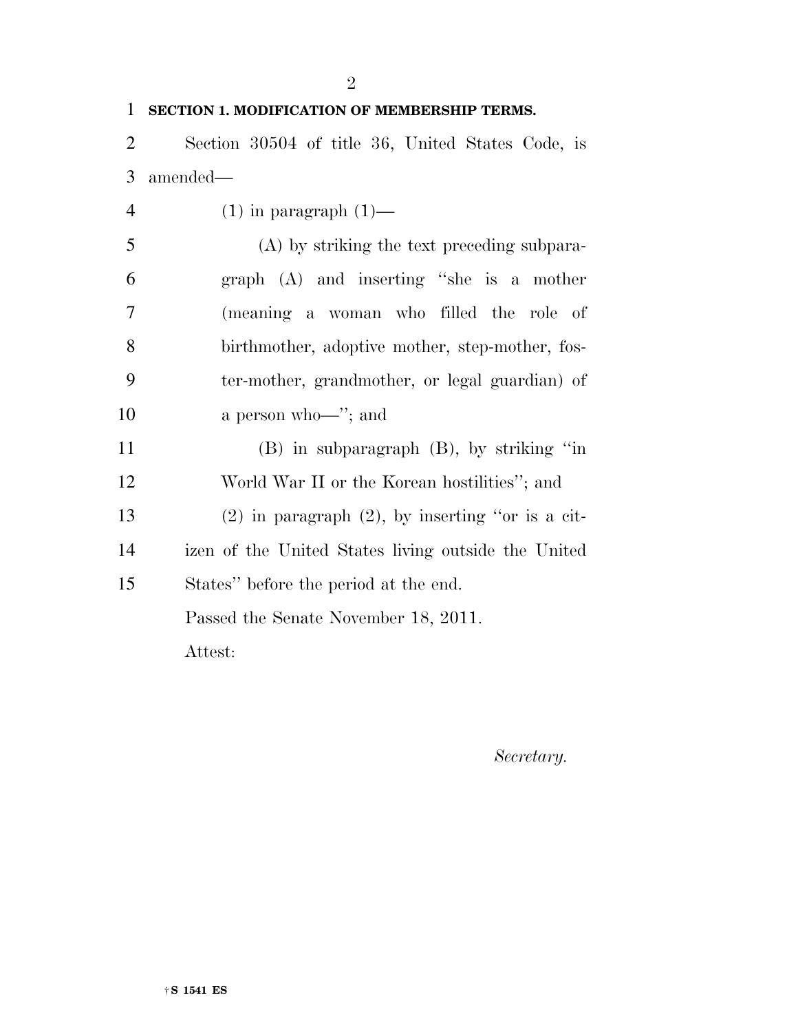## SECTION 1. MODIFICATION OF MEMBERSHIP TERMS.

Section 30504 of title 36, United States Code, is amended—

(1) in paragraph (1)—

(A) by striking the text preceding subparagraph (A) and inserting ''she is a mother (meaning a woman who filled the role of birthmother, adoptive mother, step-mother, foster-mother, grandmother, or legal guardian) of a person who—''; and

(B) in subparagraph (B), by striking ''in World War II or the Korean hostilities''; and

(2) in paragraph (2), by inserting ''or is a citizen of the United States living outside the United States'' before the period at the end.

Passed the Senate November 18, 2011.

Attest:

*Secretary.*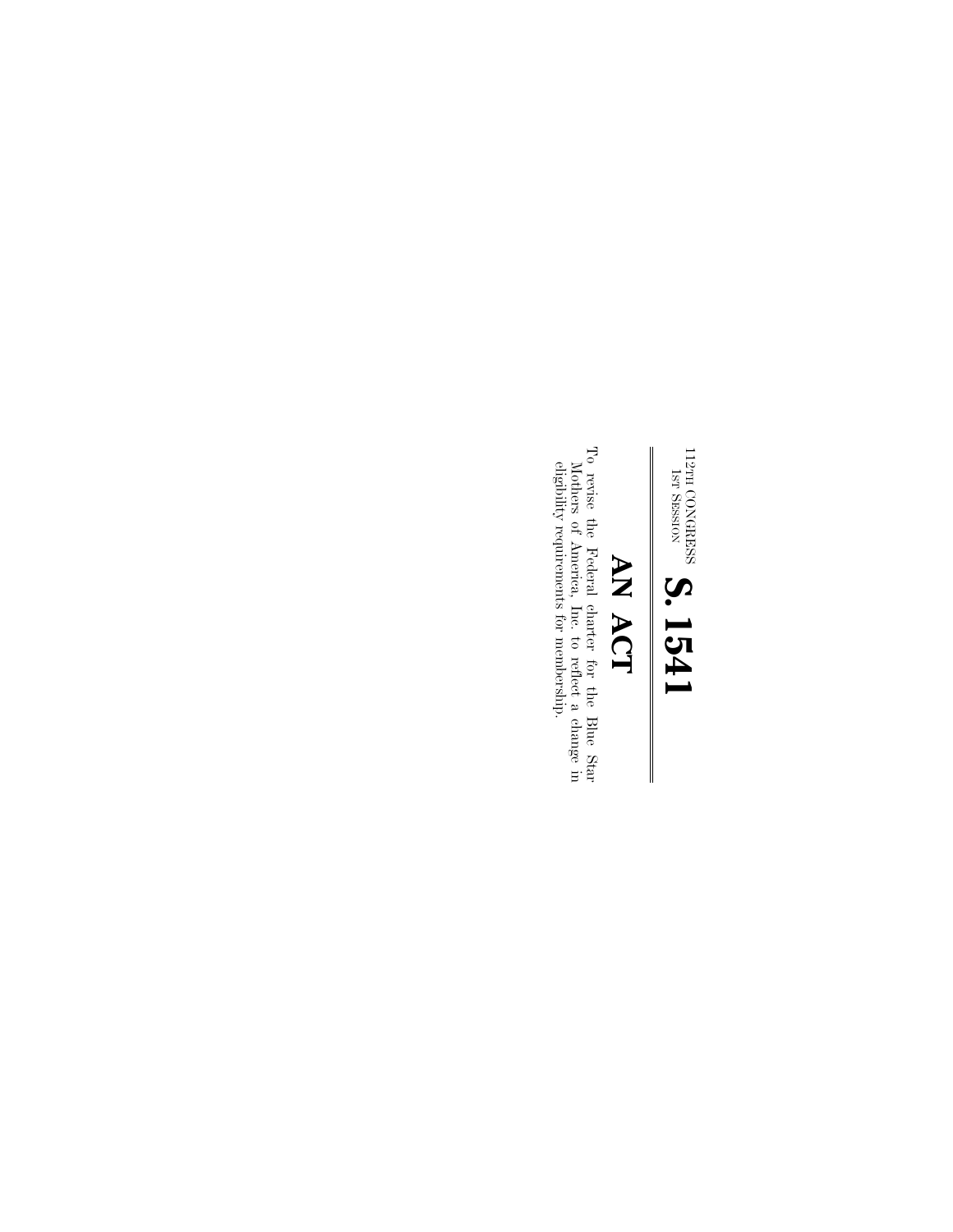112TH CONGRESS
1ST SESSION

# S. 1541

# AN ACT

To revise the Federal charter for the Blue Star Mothers of America, Inc. to reflect a change in eligibility requirements for membership.